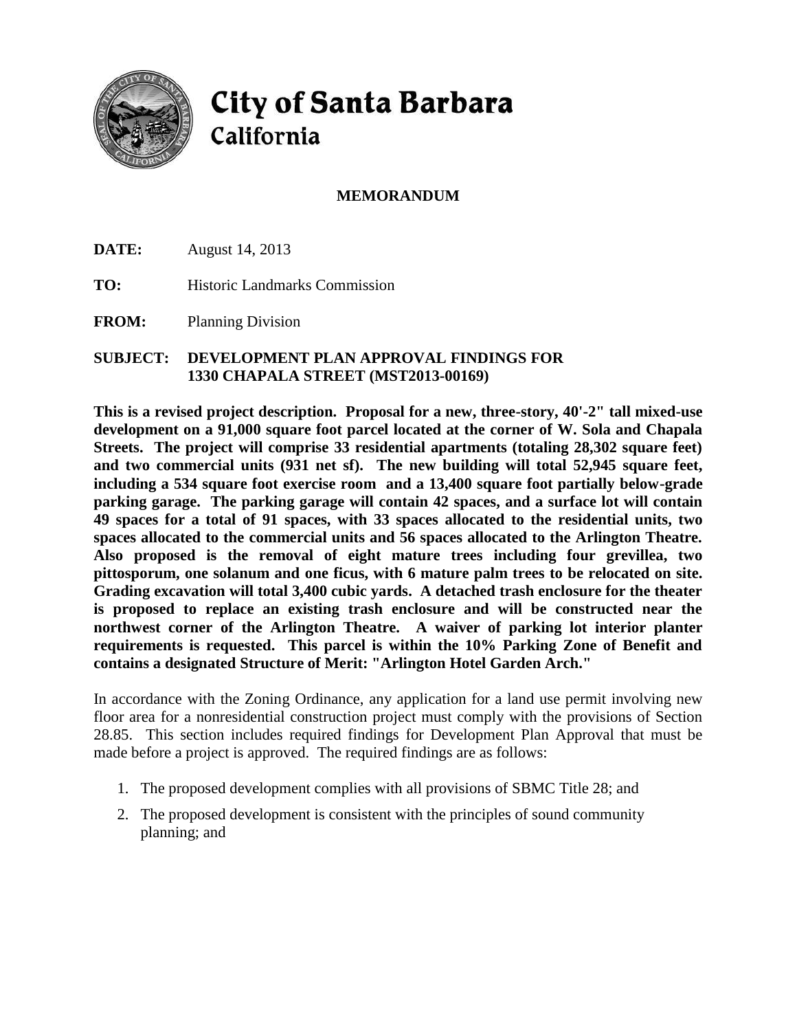# City of Santa Barbara
## California

**MEMORANDUM**

**DATE:** August 14, 2013

**TO:** Historic Landmarks Commission

**FROM:** Planning Division

**SUBJECT: DEVELOPMENT PLAN APPROVAL FINDINGS FOR 1330 CHAPALA STREET (MST2013-00169)**

**This is a revised project description. Proposal for a new, three-story, 40'-2" tall mixed-use development on a 91,000 square foot parcel located at the corner of W. Sola and Chapala Streets. The project will comprise 33 residential apartments (totaling 28,302 square feet) and two commercial units (931 net sf). The new building will total 52,945 square feet, including a 534 square foot exercise room and a 13,400 square foot partially below-grade parking garage. The parking garage will contain 42 spaces, and a surface lot will contain 49 spaces for a total of 91 spaces, with 33 spaces allocated to the residential units, two spaces allocated to the commercial units and 56 spaces allocated to the Arlington Theatre. Also proposed is the removal of eight mature trees including four grevillea, two pittosporum, one solanum and one ficus, with 6 mature palm trees to be relocated on site. Grading excavation will total 3,400 cubic yards. A detached trash enclosure for the theater is proposed to replace an existing trash enclosure and will be constructed near the northwest corner of the Arlington Theatre. A waiver of parking lot interior planter requirements is requested. This parcel is within the 10% Parking Zone of Benefit and contains a designated Structure of Merit: "Arlington Hotel Garden Arch."**

In accordance with the Zoning Ordinance, any application for a land use permit involving new floor area for a nonresidential construction project must comply with the provisions of Section 28.85. This section includes required findings for Development Plan Approval that must be made before a project is approved. The required findings are as follows:

1. The proposed development complies with all provisions of SBMC Title 28; and
2. The proposed development is consistent with the principles of sound community planning; and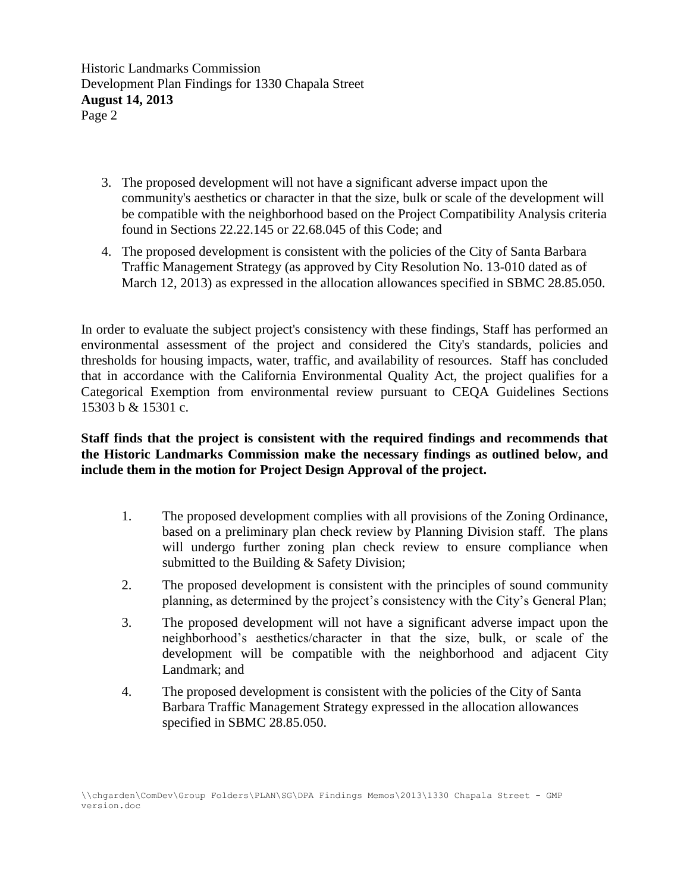3. The proposed development will not have a significant adverse impact upon the community's aesthetics or character in that the size, bulk or scale of the development will be compatible with the neighborhood based on the Project Compatibility Analysis criteria found in Sections 22.22.145 or 22.68.045 of this Code; and
4. The proposed development is consistent with the policies of the City of Santa Barbara Traffic Management Strategy (as approved by City Resolution No. 13-010 dated as of March 12, 2013) as expressed in the allocation allowances specified in SBMC 28.85.050.

In order to evaluate the subject project's consistency with these findings, Staff has performed an environmental assessment of the project and considered the City's standards, policies and thresholds for housing impacts, water, traffic, and availability of resources. Staff has concluded that in accordance with the California Environmental Quality Act, the project qualifies for a Categorical Exemption from environmental review pursuant to CEQA Guidelines Sections 15303 b & 15301 c.

**Staff finds that the project is consistent with the required findings and recommends that the Historic Landmarks Commission make the necessary findings as outlined below, and include them in the motion for Project Design Approval of the project.**

1. The proposed development complies with all provisions of the Zoning Ordinance, based on a preliminary plan check review by Planning Division staff. The plans will undergo further zoning plan check review to ensure compliance when submitted to the Building & Safety Division;
2. The proposed development is consistent with the principles of sound community planning, as determined by the project's consistency with the City's General Plan;
3. The proposed development will not have a significant adverse impact upon the neighborhood's aesthetics/character in that the size, bulk, or scale of the development will be compatible with the neighborhood and adjacent City Landmark; and
4. The proposed development is consistent with the policies of the City of Santa Barbara Traffic Management Strategy expressed in the allocation allowances specified in SBMC 28.85.050.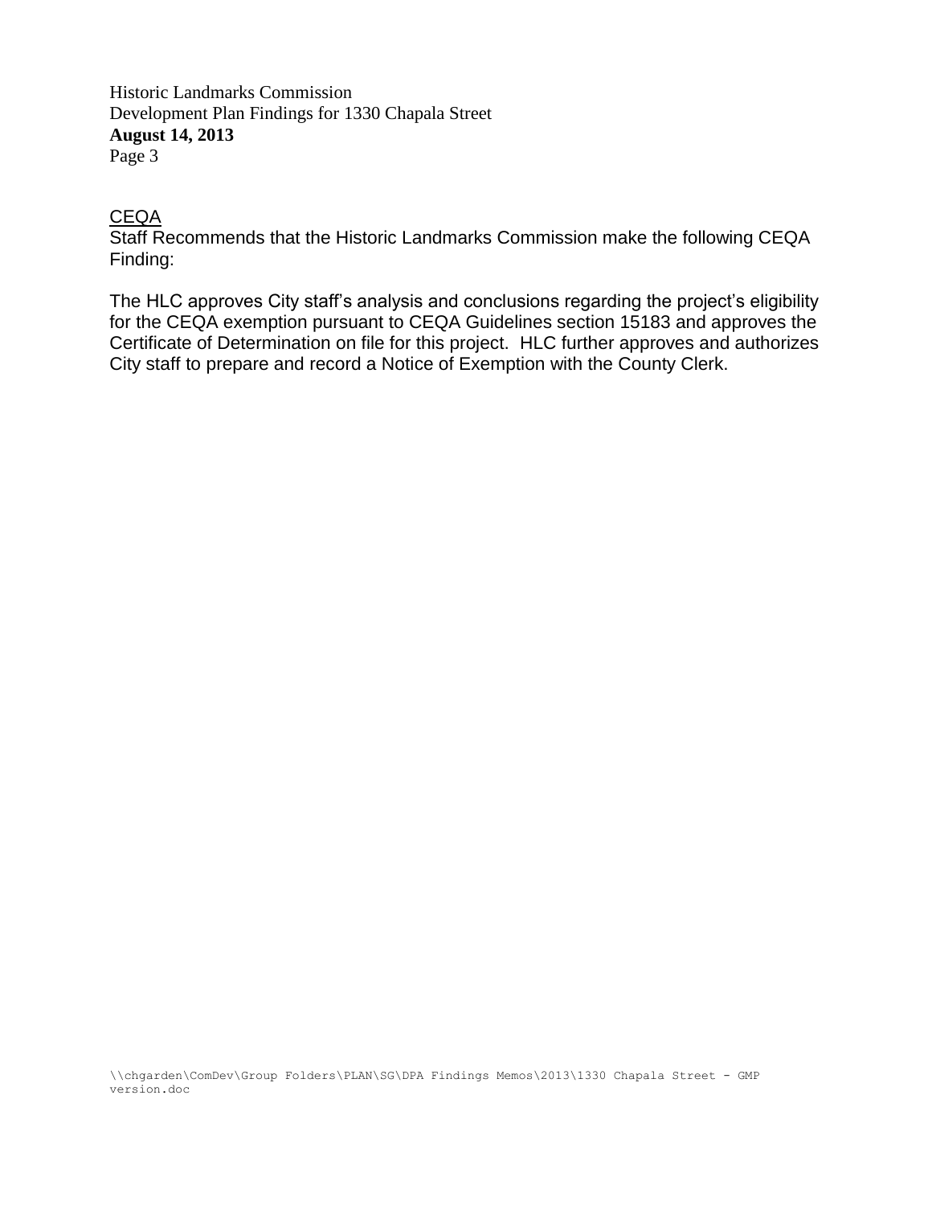CEQA

Staff Recommends that the Historic Landmarks Commission make the following CEQA Finding:

The HLC approves City staff's analysis and conclusions regarding the project's eligibility for the CEQA exemption pursuant to CEQA Guidelines section 15183 and approves the Certificate of Determination on file for this project. HLC further approves and authorizes City staff to prepare and record a Notice of Exemption with the County Clerk.